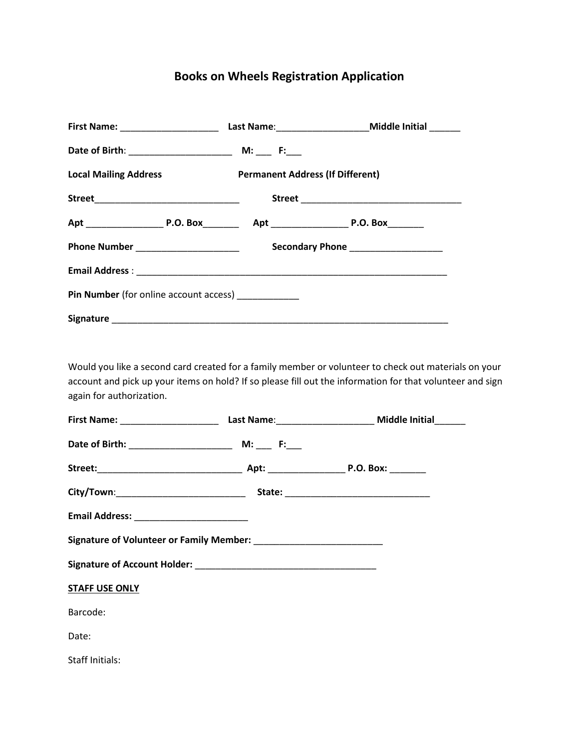# Books on Wheels Registration Application

**First Name:** ___________________ **Last Name**:_________________**Middle Initial** ______

**Date of Birth**: ____________________ **M:** ___ **F:**___

**Local Mailing Address** **Permanent Address (If Different)**

**Street**____________________________ **Street** _______________________________

**Apt** _______________ **P.O. Box**_______ **Apt** _______________ **P.O. Box**_______

**Phone Number** ____________________ **Secondary Phone** __________________

**Email Address** : _______________________________________________________________

**Pin Number** (for online account access) ____________

**Signature** __________________________________________________________________

Would you like a second card created for a family member or volunteer to check out materials on your account and pick up your items on hold? If so please fill out the information for that volunteer and sign again for authorization.

**First Name:** ___________________ **Last Name**:___________________ **Middle Initial**______

**Date of Birth:** ____________________ **M:** ___ **F:**___

**Street:**____________________________ **Apt:** _______________ **P.O. Box:** _______

**City/Town**:_________________________ **State:** ____________________________

**Email Address:** ______________________

**Signature of Volunteer or Family Member:** _________________________

**Signature of Account Holder:** ___________________________________

**<u>STAFF USE ONLY</u>**

Barcode:

Date:

Staff Initials: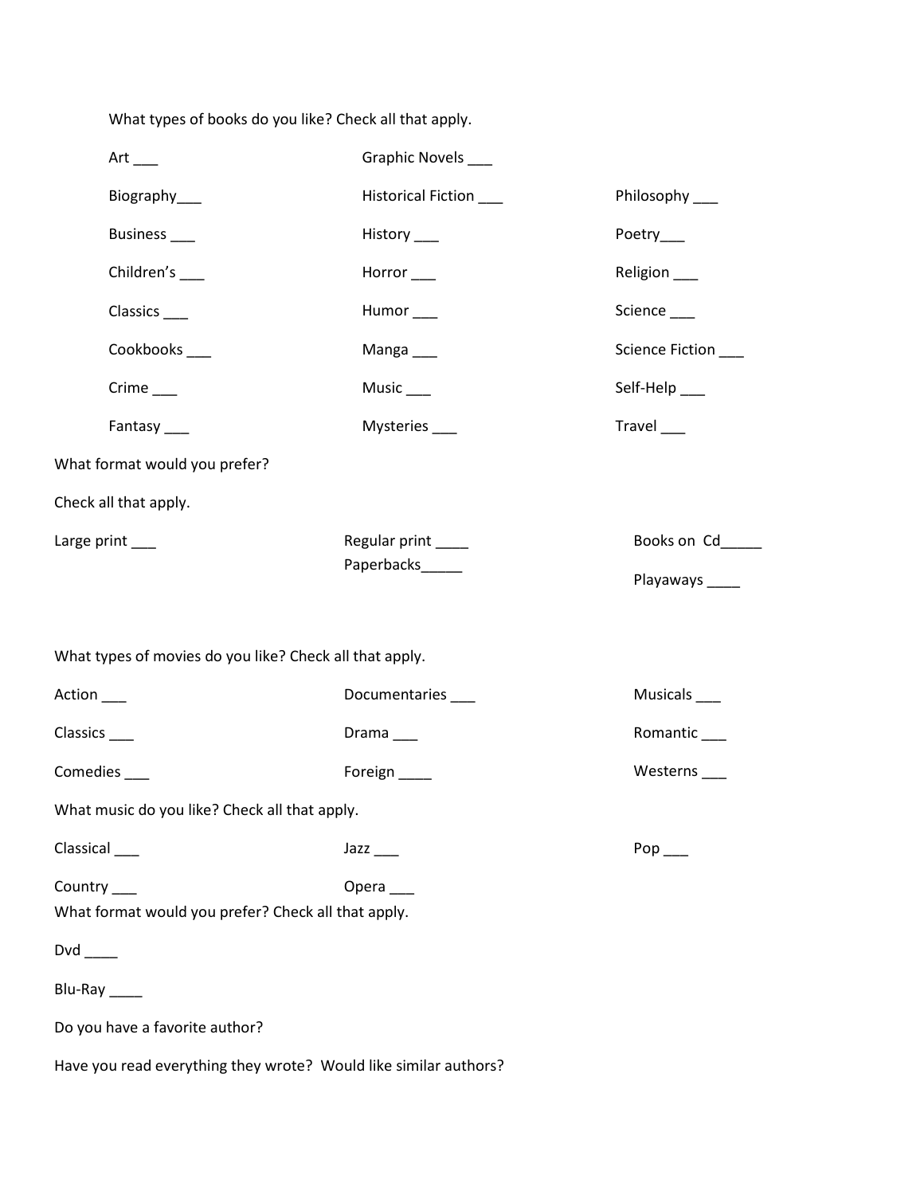What types of books do you like? Check all that apply.

| | | |
|---|---|---|
| Art ___ | Graphic Novels ___ | |
| Biography___ | Historical Fiction ___ | Philosophy ___ |
| Business ___ | History ___ | Poetry___ |
| Children's ___ | Horror ___ | Religion ___ |
| Classics ___ | Humor ___ | Science ___ |
| Cookbooks ___ | Manga ___ | Science Fiction ___ |
| Crime ___ | Music ___ | Self-Help ___ |
| Fantasy ___ | Mysteries ___ | Travel ___ |

What format would you prefer?

Check all that apply.

| | | |
|---|---|---|
| Large print ___ | Regular print ____ | Books on Cd_____ |
| | Paperbacks_____ | Playaways ____ |

What types of movies do you like? Check all that apply.

| | | |
|---|---|---|
| Action ___ | Documentaries ___ | Musicals ___ |
| Classics ___ | Drama ___ | Romantic ___ |
| Comedies ___ | Foreign ____ | Westerns ___ |

What music do you like? Check all that apply.

| | | |
|---|---|---|
| Classical ___ | Jazz ___ | Pop ___ |
| Country ___ | Opera ___ | |

What format would you prefer? Check all that apply.

Dvd ____

Blu-Ray ____

Do you have a favorite author?

Have you read everything they wrote? Would like similar authors?